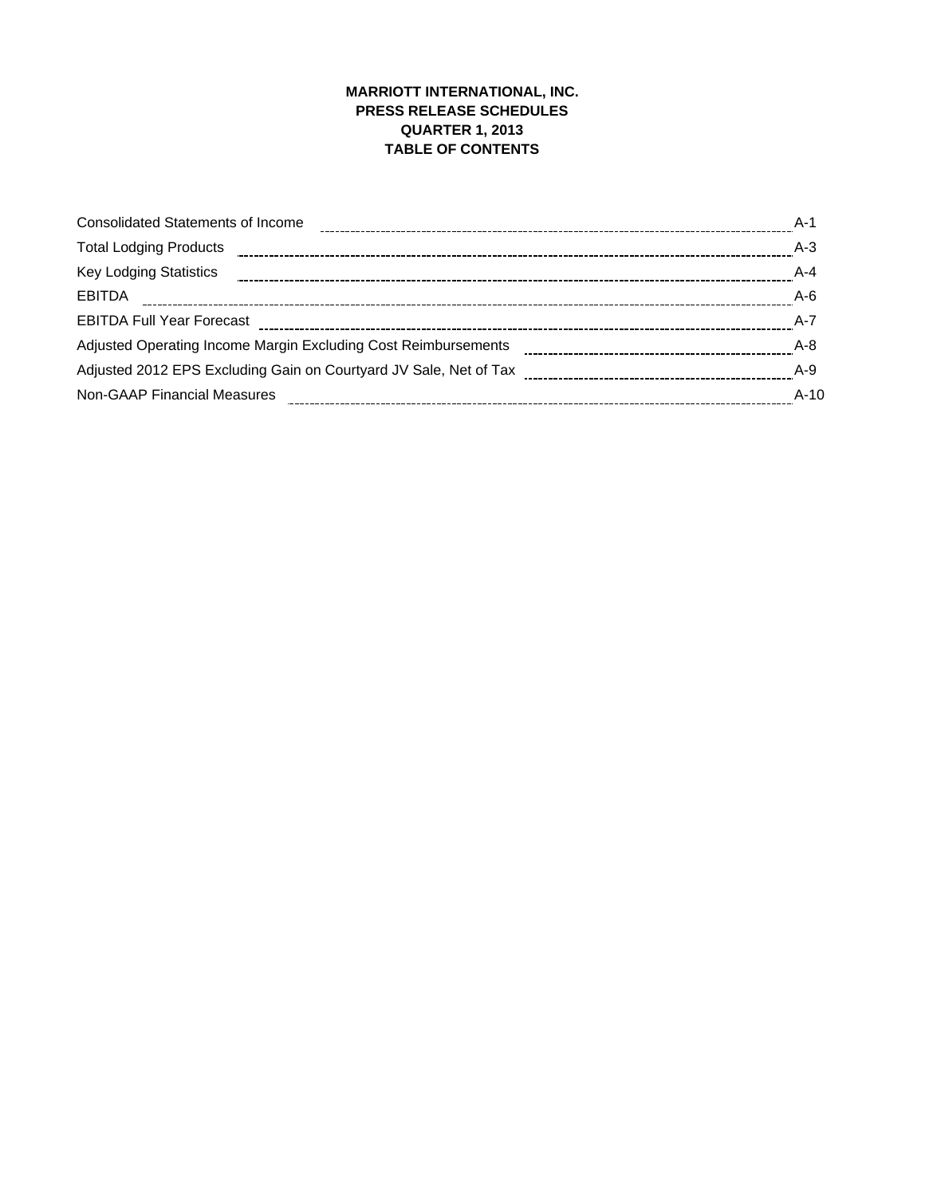# MARRIOTT INTERNATIONAL, INC.
## PRESS RELEASE SCHEDULES
## QUARTER 1, 2013
## TABLE OF CONTENTS

| | |
|---|---|
| Consolidated Statements of Income | A-1 |
| Total Lodging Products | A-3 |
| Key Lodging Statistics | A-4 |
| EBITDA | A-6 |
| EBITDA Full Year Forecast | A-7 |
| Adjusted Operating Income Margin Excluding Cost Reimbursements | A-8 |
| Adjusted 2012 EPS Excluding Gain on Courtyard JV Sale, Net of Tax | A-9 |
| Non-GAAP Financial Measures | A-10 |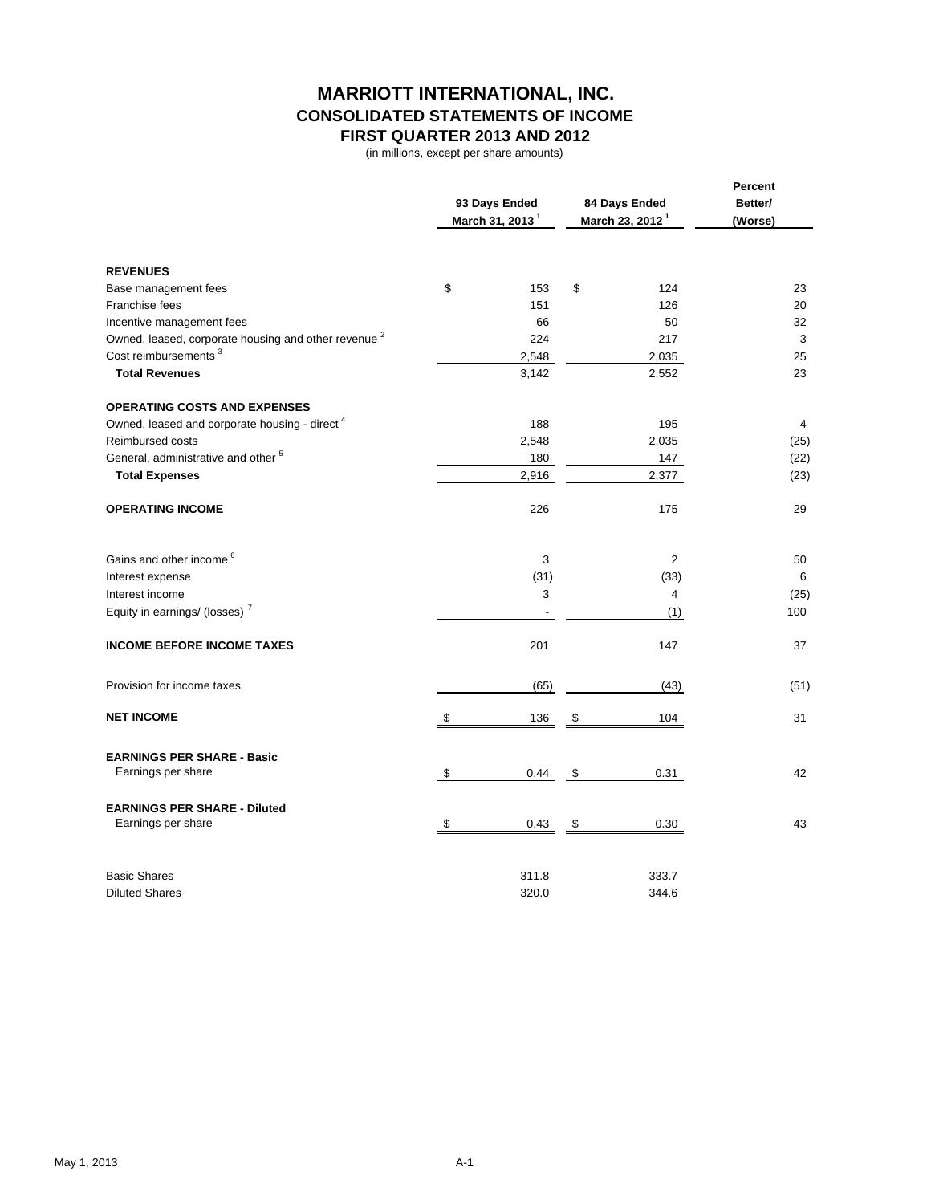# MARRIOTT INTERNATIONAL, INC.
## CONSOLIDATED STATEMENTS OF INCOME
## FIRST QUARTER 2013 AND 2012

(in millions, except per share amounts)

| | 93 Days Ended March 31, 2013 [1] | 84 Days Ended March 23, 2012 [1] | Percent Better/ (Worse) |
|---|---|---|---|
| **REVENUES** | | | |
| Base management fees | $ 153 | $ 124 | 23 |
| Franchise fees | 151 | 126 | 20 |
| Incentive management fees | 66 | 50 | 32 |
| Owned, leased, corporate housing and other revenue [2] | 224 | 217 | 3 |
| Cost reimbursements [3] | 2,548 | 2,035 | 25 |
| **Total Revenues** | 3,142 | 2,552 | 23 |
| **OPERATING COSTS AND EXPENSES** | | | |
| Owned, leased and corporate housing - direct [4] | 188 | 195 | 4 |
| Reimbursed costs | 2,548 | 2,035 | (25) |
| General, administrative and other [5] | 180 | 147 | (22) |
| **Total Expenses** | 2,916 | 2,377 | (23) |
| **OPERATING INCOME** | 226 | 175 | 29 |
| Gains and other income [6] | 3 | 2 | 50 |
| Interest expense | (31) | (33) | 6 |
| Interest income | 3 | 4 | (25) |
| Equity in earnings/ (losses) [7] | - | (1) | 100 |
| **INCOME BEFORE INCOME TAXES** | 201 | 147 | 37 |
| Provision for income taxes | (65) | (43) | (51) |
| **NET INCOME** | $ 136 | $ 104 | 31 |
| **EARNINGS PER SHARE - Basic** | | | |
| Earnings per share | $ 0.44 | $ 0.31 | 42 |
| **EARNINGS PER SHARE - Diluted** | | | |
| Earnings per share | $ 0.43 | $ 0.30 | 43 |
| Basic Shares | 311.8 | 333.7 | |
| Diluted Shares | 320.0 | 344.6 | |

May 1, 2013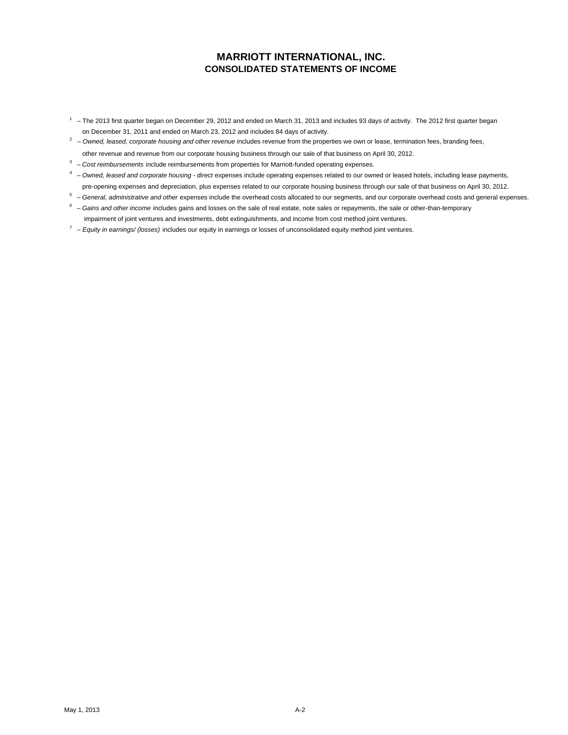# MARRIOTT INTERNATIONAL, INC.
## CONSOLIDATED STATEMENTS OF INCOME

[1] – The 2013 first quarter began on December 29, 2012 and ended on March 31, 2013 and includes 93 days of activity. The 2012 first quarter began on December 31, 2011 and ended on March 23, 2012 and includes 84 days of activity.

[2] – *Owned, leased, corporate housing and other revenue* includes revenue from the properties we own or lease, termination fees, branding fees, other revenue and revenue from our corporate housing business through our sale of that business on April 30, 2012.

[3] – *Cost reimbursements* include reimbursements from properties for Marriott-funded operating expenses.

[4] – *Owned, leased and corporate housing - direct* expenses include operating expenses related to our owned or leased hotels, including lease payments, pre-opening expenses and depreciation, plus expenses related to our corporate housing business through our sale of that business on April 30, 2012.

[5] – *General, administrative and other* expenses include the overhead costs allocated to our segments, and our corporate overhead costs and general expenses.

[6] – *Gains and other income* includes gains and losses on the sale of real estate, note sales or repayments, the sale or other-than-temporary impairment of joint ventures and investments, debt extinguishments, and income from cost method joint ventures.

[7] – *Equity in earnings/ (losses)* includes our equity in earnings or losses of unconsolidated equity method joint ventures.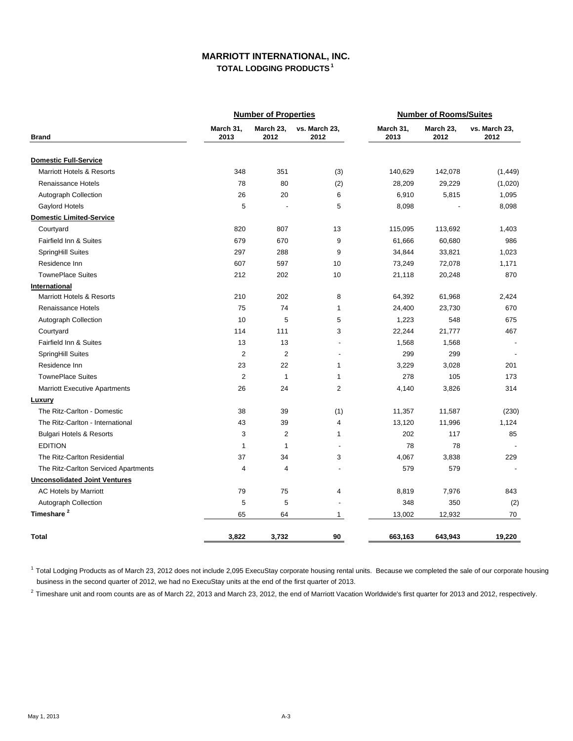# MARRIOTT INTERNATIONAL, INC.

## TOTAL LODGING PRODUCTS [1]

| Brand | Number of Properties | | | Number of Rooms/Suites | | |
|---|---|---|---|---|---|---|
| | March 31, 2013 | March 23, 2012 | vs. March 23, 2012 | March 31, 2013 | March 23, 2012 | vs. March 23, 2012 |
| **Domestic Full-Service** | | | | | | |
| Marriott Hotels & Resorts | 348 | 351 | (3) | 140,629 | 142,078 | (1,449) |
| Renaissance Hotels | 78 | 80 | (2) | 28,209 | 29,229 | (1,020) |
| Autograph Collection | 26 | 20 | 6 | 6,910 | 5,815 | 1,095 |
| Gaylord Hotels | 5 | - | 5 | 8,098 | - | 8,098 |
| **Domestic Limited-Service** | | | | | | |
| Courtyard | 820 | 807 | 13 | 115,095 | 113,692 | 1,403 |
| Fairfield Inn & Suites | 679 | 670 | 9 | 61,666 | 60,680 | 986 |
| SpringHill Suites | 297 | 288 | 9 | 34,844 | 33,821 | 1,023 |
| Residence Inn | 607 | 597 | 10 | 73,249 | 72,078 | 1,171 |
| TownePlace Suites | 212 | 202 | 10 | 21,118 | 20,248 | 870 |
| **International** | | | | | | |
| Marriott Hotels & Resorts | 210 | 202 | 8 | 64,392 | 61,968 | 2,424 |
| Renaissance Hotels | 75 | 74 | 1 | 24,400 | 23,730 | 670 |
| Autograph Collection | 10 | 5 | 5 | 1,223 | 548 | 675 |
| Courtyard | 114 | 111 | 3 | 22,244 | 21,777 | 467 |
| Fairfield Inn & Suites | 13 | 13 | - | 1,568 | 1,568 | - |
| SpringHill Suites | 2 | 2 | - | 299 | 299 | - |
| Residence Inn | 23 | 22 | 1 | 3,229 | 3,028 | 201 |
| TownePlace Suites | 2 | 1 | 1 | 278 | 105 | 173 |
| Marriott Executive Apartments | 26 | 24 | 2 | 4,140 | 3,826 | 314 |
| **Luxury** | | | | | | |
| The Ritz-Carlton - Domestic | 38 | 39 | (1) | 11,357 | 11,587 | (230) |
| The Ritz-Carlton - International | 43 | 39 | 4 | 13,120 | 11,996 | 1,124 |
| Bulgari Hotels & Resorts | 3 | 2 | 1 | 202 | 117 | 85 |
| EDITION | 1 | 1 | - | 78 | 78 | - |
| The Ritz-Carlton Residential | 37 | 34 | 3 | 4,067 | 3,838 | 229 |
| The Ritz-Carlton Serviced Apartments | 4 | 4 | - | 579 | 579 | - |
| **Unconsolidated Joint Ventures** | | | | | | |
| AC Hotels by Marriott | 79 | 75 | 4 | 8,819 | 7,976 | 843 |
| Autograph Collection | 5 | 5 | - | 348 | 350 | (2) |
| **Timeshare [2]** | 65 | 64 | 1 | 13,002 | 12,932 | 70 |
| **Total** | **3,822** | **3,732** | **90** | **663,163** | **643,943** | **19,220** |

[1] Total Lodging Products as of March 23, 2012 does not include 2,095 ExecuStay corporate housing rental units. Because we completed the sale of our corporate housing business in the second quarter of 2012, we had no ExecuStay units at the end of the first quarter of 2013.

[2] Timeshare unit and room counts are as of March 22, 2013 and March 23, 2012, the end of Marriott Vacation Worldwide's first quarter for 2013 and 2012, respectively.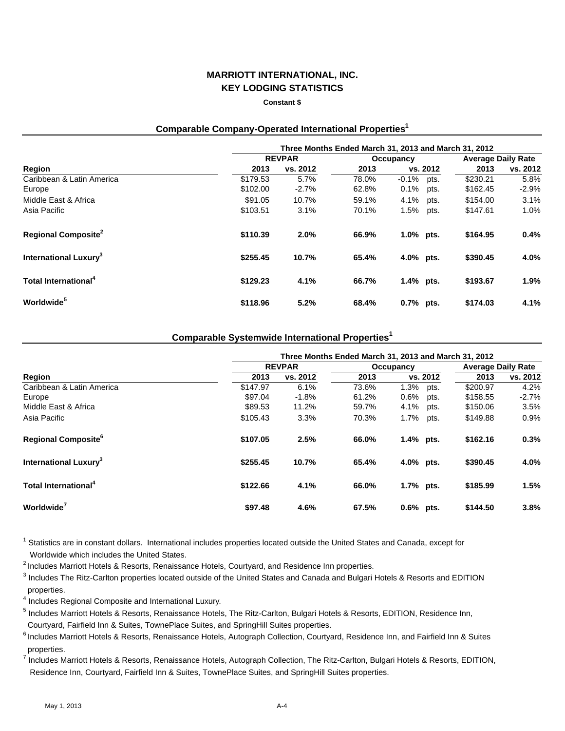# MARRIOTT INTERNATIONAL, INC.
## KEY LODGING STATISTICS

**Constant $**

### Comparable Company-Operated International Properties[1]

| | Three Months Ended March 31, 2013 and March 31, 2012 | | | | | |
|---|---|---|---|---|---|---|
| | REVPAR | | Occupancy | | Average Daily Rate | |
| Region | 2013 | vs. 2012 | 2013 | vs. 2012 | 2013 | vs. 2012 |
| Caribbean & Latin America | $179.53 | 5.7% | 78.0% | -0.1% pts. | $230.21 | 5.8% |
| Europe | $102.00 | -2.7% | 62.8% | 0.1% pts. | $162.45 | -2.9% |
| Middle East & Africa | $91.05 | 10.7% | 59.1% | 4.1% pts. | $154.00 | 3.1% |
| Asia Pacific | $103.51 | 3.1% | 70.1% | 1.5% pts. | $147.61 | 1.0% |
| **Regional Composite[2]** | **$110.39** | **2.0%** | **66.9%** | **1.0% pts.** | **$164.95** | **0.4%** |
| **International Luxury[3]** | **$255.45** | **10.7%** | **65.4%** | **4.0% pts.** | **$390.45** | **4.0%** |
| **Total International[4]** | **$129.23** | **4.1%** | **66.7%** | **1.4% pts.** | **$193.67** | **1.9%** |
| **Worldwide[5]** | **$118.96** | **5.2%** | **68.4%** | **0.7% pts.** | **$174.03** | **4.1%** |

### Comparable Systemwide International Properties[1]

| | Three Months Ended March 31, 2013 and March 31, 2012 | | | | | |
|---|---|---|---|---|---|---|
| | REVPAR | | Occupancy | | Average Daily Rate | |
| Region | 2013 | vs. 2012 | 2013 | vs. 2012 | 2013 | vs. 2012 |
| Caribbean & Latin America | $147.97 | 6.1% | 73.6% | 1.3% pts. | $200.97 | 4.2% |
| Europe | $97.04 | -1.8% | 61.2% | 0.6% pts. | $158.55 | -2.7% |
| Middle East & Africa | $89.53 | 11.2% | 59.7% | 4.1% pts. | $150.06 | 3.5% |
| Asia Pacific | $105.43 | 3.3% | 70.3% | 1.7% pts. | $149.88 | 0.9% |
| **Regional Composite[6]** | **$107.05** | **2.5%** | **66.0%** | **1.4% pts.** | **$162.16** | **0.3%** |
| **International Luxury[3]** | **$255.45** | **10.7%** | **65.4%** | **4.0% pts.** | **$390.45** | **4.0%** |
| **Total International[4]** | **$122.66** | **4.1%** | **66.0%** | **1.7% pts.** | **$185.99** | **1.5%** |
| **Worldwide[7]** | **$97.48** | **4.6%** | **67.5%** | **0.6% pts.** | **$144.50** | **3.8%** |

[1] Statistics are in constant dollars. International includes properties located outside the United States and Canada, except for Worldwide which includes the United States.

[2] Includes Marriott Hotels & Resorts, Renaissance Hotels, Courtyard, and Residence Inn properties.

[3] Includes The Ritz-Carlton properties located outside of the United States and Canada and Bulgari Hotels & Resorts and EDITION properties.

[4] Includes Regional Composite and International Luxury.

[5] Includes Marriott Hotels & Resorts, Renaissance Hotels, The Ritz-Carlton, Bulgari Hotels & Resorts, EDITION, Residence Inn, Courtyard, Fairfield Inn & Suites, TownePlace Suites, and SpringHill Suites properties.

[6] Includes Marriott Hotels & Resorts, Renaissance Hotels, Autograph Collection, Courtyard, Residence Inn, and Fairfield Inn & Suites properties.

[7] Includes Marriott Hotels & Resorts, Renaissance Hotels, Autograph Collection, The Ritz-Carlton, Bulgari Hotels & Resorts, EDITION, Residence Inn, Courtyard, Fairfield Inn & Suites, TownePlace Suites, and SpringHill Suites properties.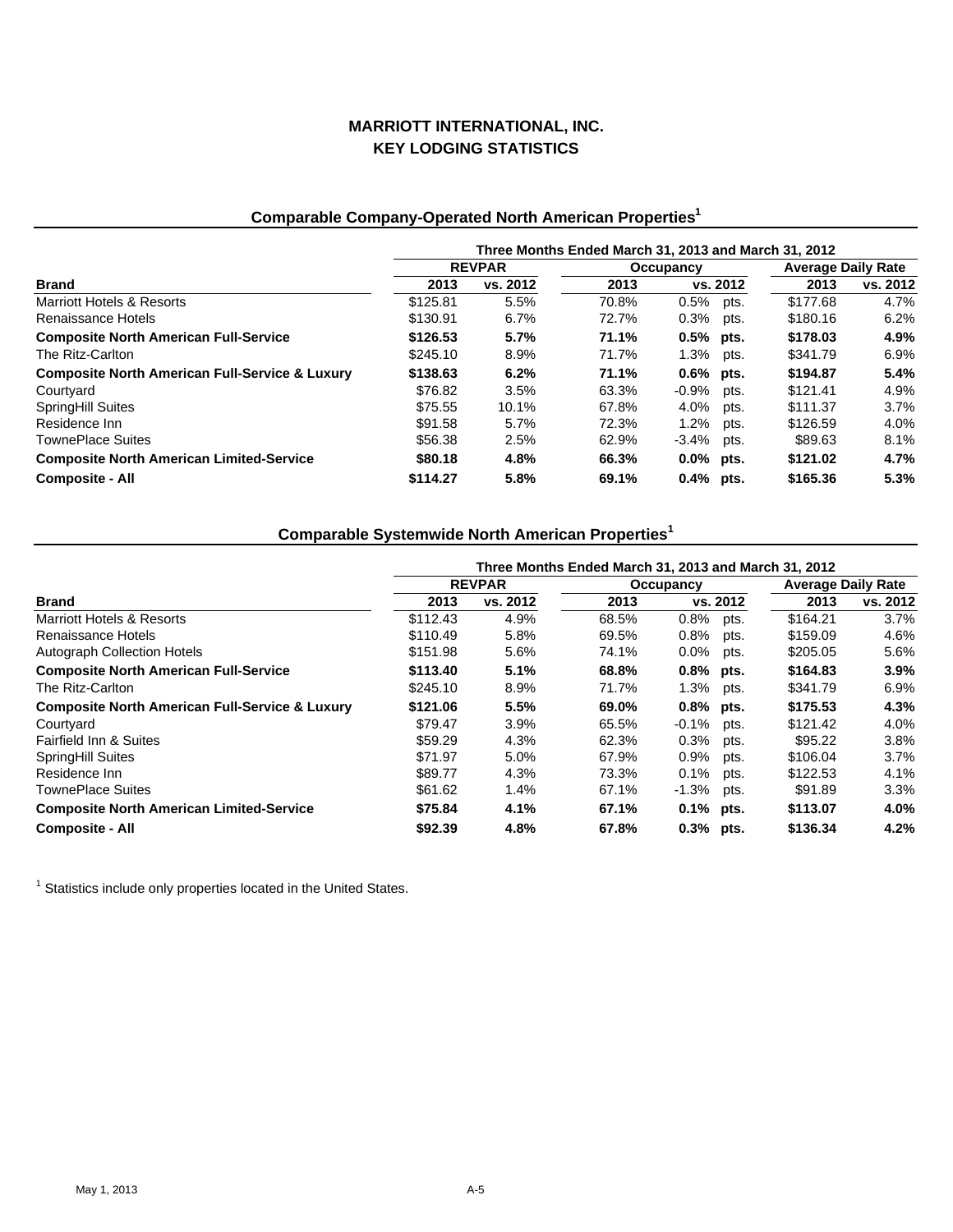# MARRIOTT INTERNATIONAL, INC.
# KEY LODGING STATISTICS

## Comparable Company-Operated North American Properties[1]

| | Three Months Ended March 31, 2013 and March 31, 2012 | | | | | |
|---|---|---|---|---|---|---|
| | REVPAR | | Occupancy | | Average Daily Rate | |
| **Brand** | **2013** | **vs. 2012** | **2013** | **vs. 2012** | **2013** | **vs. 2012** |
| Marriott Hotels & Resorts | $125.81 | 5.5% | 70.8% | 0.5% pts. | $177.68 | 4.7% |
| Renaissance Hotels | $130.91 | 6.7% | 72.7% | 0.3% pts. | $180.16 | 6.2% |
| **Composite North American Full-Service** | **$126.53** | **5.7%** | **71.1%** | **0.5% pts.** | **$178.03** | **4.9%** |
| The Ritz-Carlton | $245.10 | 8.9% | 71.7% | 1.3% pts. | $341.79 | 6.9% |
| **Composite North American Full-Service & Luxury** | **$138.63** | **6.2%** | **71.1%** | **0.6% pts.** | **$194.87** | **5.4%** |
| Courtyard | $76.82 | 3.5% | 63.3% | -0.9% pts. | $121.41 | 4.9% |
| SpringHill Suites | $75.55 | 10.1% | 67.8% | 4.0% pts. | $111.37 | 3.7% |
| Residence Inn | $91.58 | 5.7% | 72.3% | 1.2% pts. | $126.59 | 4.0% |
| TownePlace Suites | $56.38 | 2.5% | 62.9% | -3.4% pts. | $89.63 | 8.1% |
| **Composite North American Limited-Service** | **$80.18** | **4.8%** | **66.3%** | **0.0% pts.** | **$121.02** | **4.7%** |
| **Composite - All** | **$114.27** | **5.8%** | **69.1%** | **0.4% pts.** | **$165.36** | **5.3%** |

## Comparable Systemwide North American Properties[1]

| | Three Months Ended March 31, 2013 and March 31, 2012 | | | | | |
|---|---|---|---|---|---|---|
| | REVPAR | | Occupancy | | Average Daily Rate | |
| **Brand** | **2013** | **vs. 2012** | **2013** | **vs. 2012** | **2013** | **vs. 2012** |
| Marriott Hotels & Resorts | $112.43 | 4.9% | 68.5% | 0.8% pts. | $164.21 | 3.7% |
| Renaissance Hotels | $110.49 | 5.8% | 69.5% | 0.8% pts. | $159.09 | 4.6% |
| Autograph Collection Hotels | $151.98 | 5.6% | 74.1% | 0.0% pts. | $205.05 | 5.6% |
| **Composite North American Full-Service** | **$113.40** | **5.1%** | **68.8%** | **0.8% pts.** | **$164.83** | **3.9%** |
| The Ritz-Carlton | $245.10 | 8.9% | 71.7% | 1.3% pts. | $341.79 | 6.9% |
| **Composite North American Full-Service & Luxury** | **$121.06** | **5.5%** | **69.0%** | **0.8% pts.** | **$175.53** | **4.3%** |
| Courtyard | $79.47 | 3.9% | 65.5% | -0.1% pts. | $121.42 | 4.0% |
| Fairfield Inn & Suites | $59.29 | 4.3% | 62.3% | 0.3% pts. | $95.22 | 3.8% |
| SpringHill Suites | $71.97 | 5.0% | 67.9% | 0.9% pts. | $106.04 | 3.7% |
| Residence Inn | $89.77 | 4.3% | 73.3% | 0.1% pts. | $122.53 | 4.1% |
| TownePlace Suites | $61.62 | 1.4% | 67.1% | -1.3% pts. | $91.89 | 3.3% |
| **Composite North American Limited-Service** | **$75.84** | **4.1%** | **67.1%** | **0.1% pts.** | **$113.07** | **4.0%** |
| **Composite - All** | **$92.39** | **4.8%** | **67.8%** | **0.3% pts.** | **$136.34** | **4.2%** |

[1] Statistics include only properties located in the United States.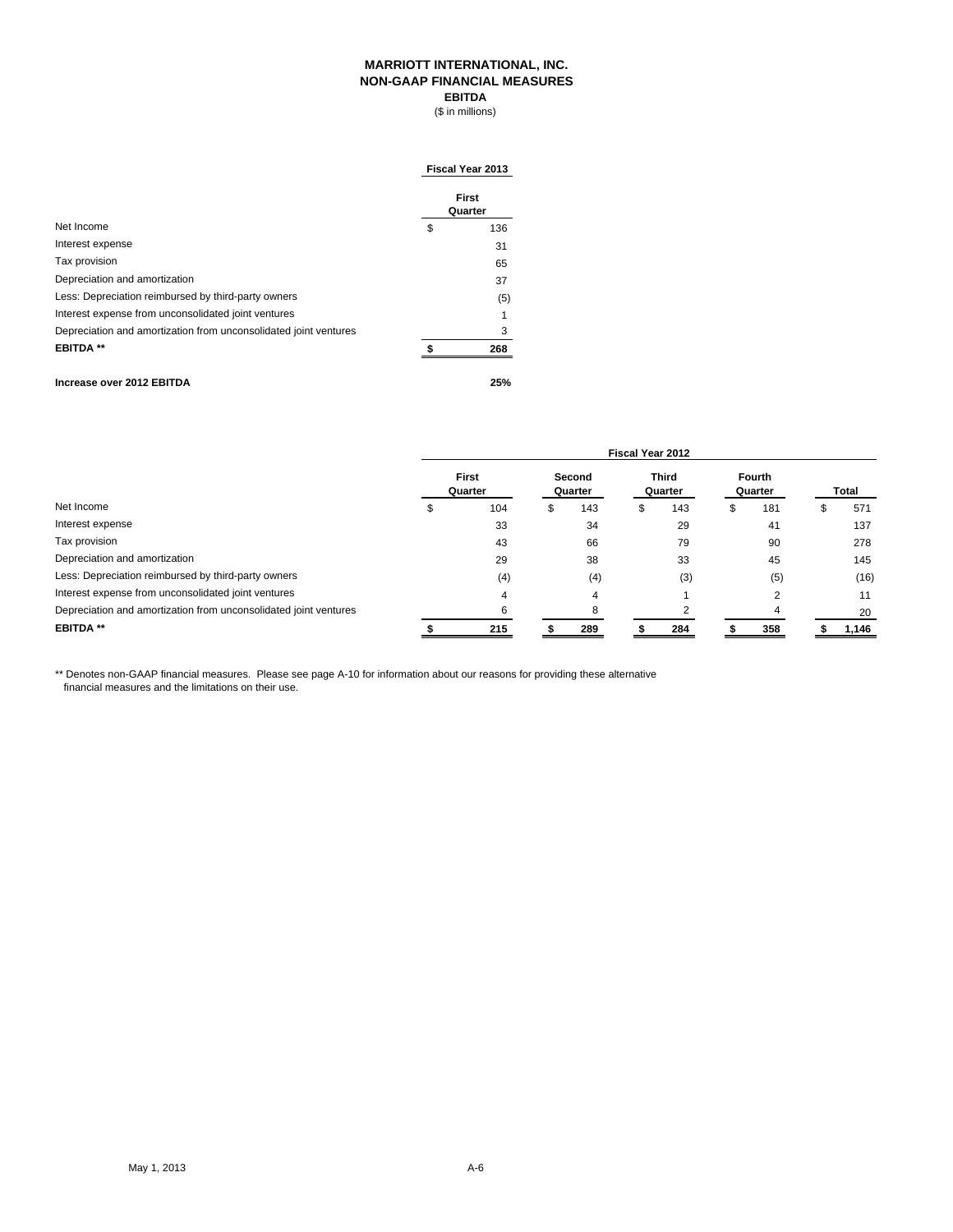# MARRIOTT INTERNATIONAL, INC.
## NON-GAAP FINANCIAL MEASURES
### EBITDA

($ in millions)

| | Fiscal Year 2013 |
|---|---|
| | First Quarter |
| Net Income | $ 136 |
| Interest expense | 31 |
| Tax provision | 65 |
| Depreciation and amortization | 37 |
| Less: Depreciation reimbursed by third-party owners | (5) |
| Interest expense from unconsolidated joint ventures | 1 |
| Depreciation and amortization from unconsolidated joint ventures | 3 |
| **EBITDA \*\*** | **$ 268** |
| | |
| **Increase over 2012 EBITDA** | **25%** |

| | Fiscal Year 2012 | | | | |
|---|---|---|---|---|---|
| | First Quarter | Second Quarter | Third Quarter | Fourth Quarter | Total |
| Net Income | $ 104 | $ 143 | $ 143 | $ 181 | $ 571 |
| Interest expense | 33 | 34 | 29 | 41 | 137 |
| Tax provision | 43 | 66 | 79 | 90 | 278 |
| Depreciation and amortization | 29 | 38 | 33 | 45 | 145 |
| Less: Depreciation reimbursed by third-party owners | (4) | (4) | (3) | (5) | (16) |
| Interest expense from unconsolidated joint ventures | 4 | 4 | 1 | 2 | 11 |
| Depreciation and amortization from unconsolidated joint ventures | 6 | 8 | 2 | 4 | 20 |
| **EBITDA \*\*** | **$ 215** | **$ 289** | **$ 284** | **$ 358** | **$ 1,146** |

\*\* Denotes non-GAAP financial measures. Please see page A-10 for information about our reasons for providing these alternative financial measures and the limitations on their use.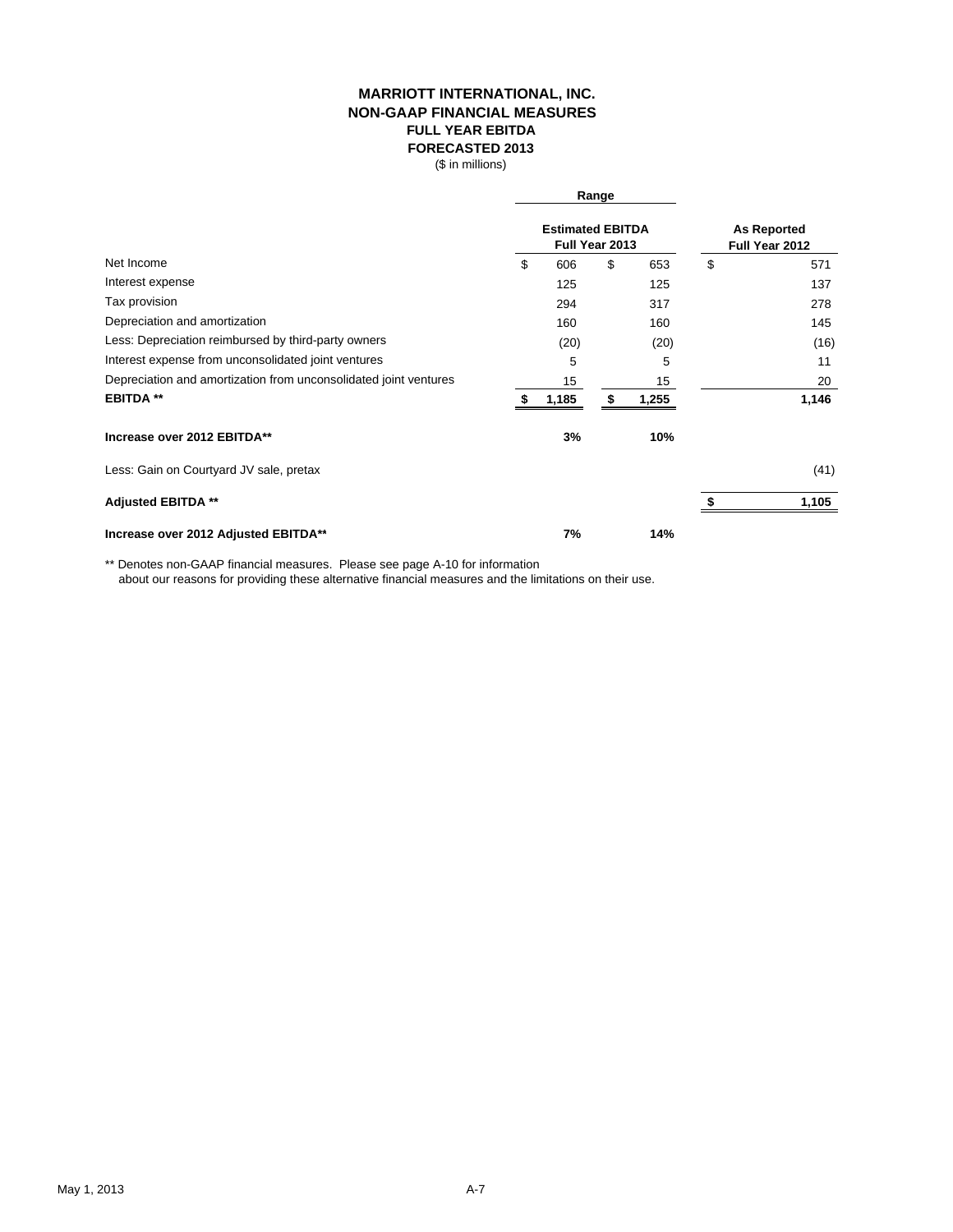# MARRIOTT INTERNATIONAL, INC.
## NON-GAAP FINANCIAL MEASURES
### FULL YEAR EBITDA
### FORECASTED 2013

($ in millions)

| | Range | | |
|---|---|---|---|
| | **Estimated EBITDA Full Year 2013** | | **As Reported Full Year 2012** |
| Net Income | $ 606 | $ 653 | $ 571 |
| Interest expense | 125 | 125 | 137 |
| Tax provision | 294 | 317 | 278 |
| Depreciation and amortization | 160 | 160 | 145 |
| Less: Depreciation reimbursed by third-party owners | (20) | (20) | (16) |
| Interest expense from unconsolidated joint ventures | 5 | 5 | 11 |
| Depreciation and amortization from unconsolidated joint ventures | 15 | 15 | 20 |
| **EBITDA \*\*** | **$ 1,185** | **$ 1,255** | **1,146** |
| **Increase over 2012 EBITDA\*\*** | **3%** | **10%** | |
| Less: Gain on Courtyard JV sale, pretax | | | (41) |
| **Adjusted EBITDA \*\*** | | | **$ 1,105** |
| **Increase over 2012 Adjusted EBITDA\*\*** | **7%** | **14%** | |

** Denotes non-GAAP financial measures. Please see page A-10 for information about our reasons for providing these alternative financial measures and the limitations on their use.

May 1, 2013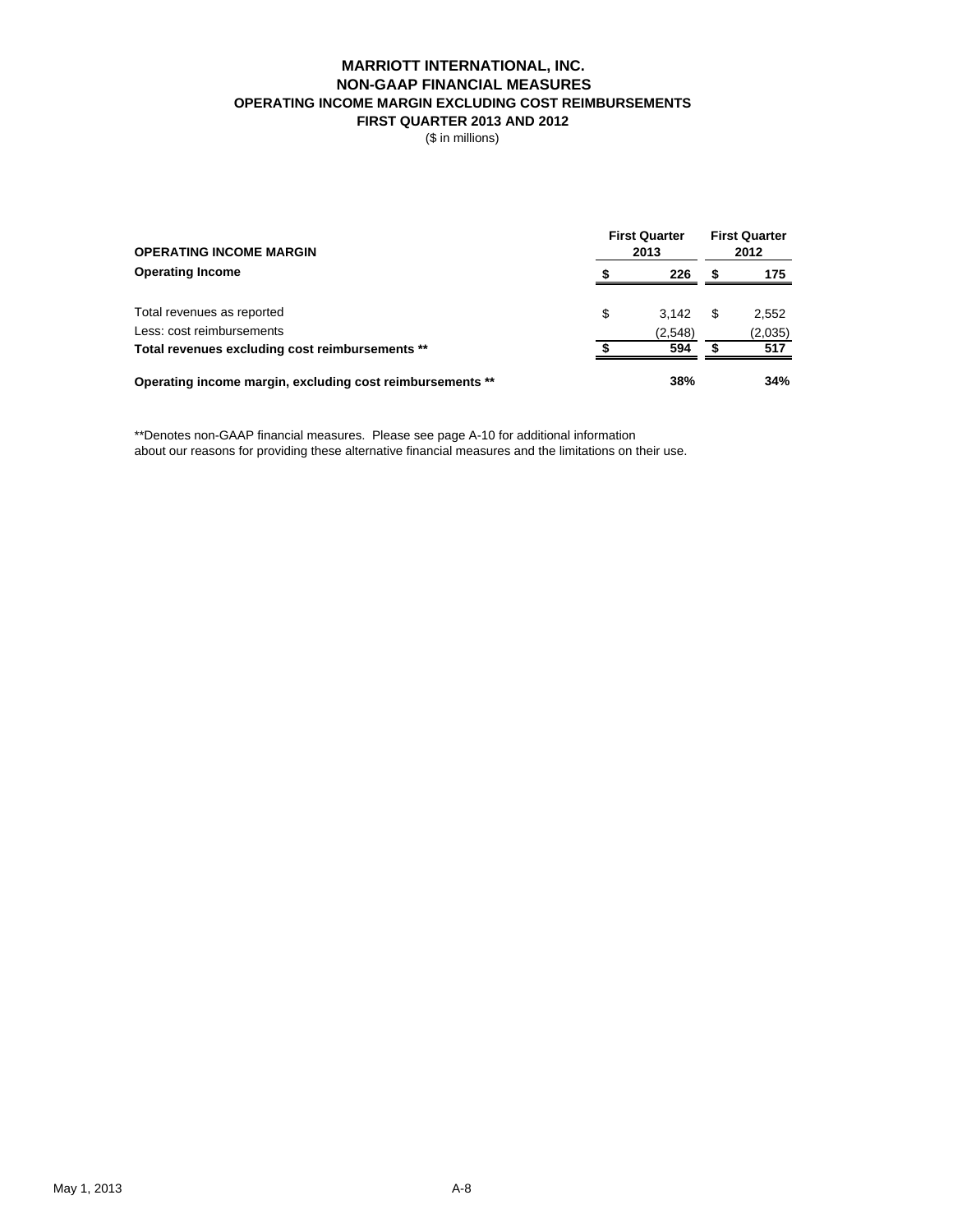# MARRIOTT INTERNATIONAL, INC.
## NON-GAAP FINANCIAL MEASURES
### OPERATING INCOME MARGIN EXCLUDING COST REIMBURSEMENTS
### FIRST QUARTER 2013 AND 2012

($ in millions)

| **OPERATING INCOME MARGIN** | **First Quarter 2013** | **First Quarter 2012** |
|---|---|---|
| **Operating Income** | **$ 226** | **$ 175** |
| | | |
| Total revenues as reported | $ 3,142 | $ 2,552 |
| Less: cost reimbursements | (2,548) | (2,035) |
| **Total revenues excluding cost reimbursements \*\*** | **$ 594** | **$ 517** |
| | | |
| **Operating income margin, excluding cost reimbursements \*\*** | **38%** | **34%** |

**Denotes non-GAAP financial measures. Please see page A-10 for additional information about our reasons for providing these alternative financial measures and the limitations on their use.

May 1, 2013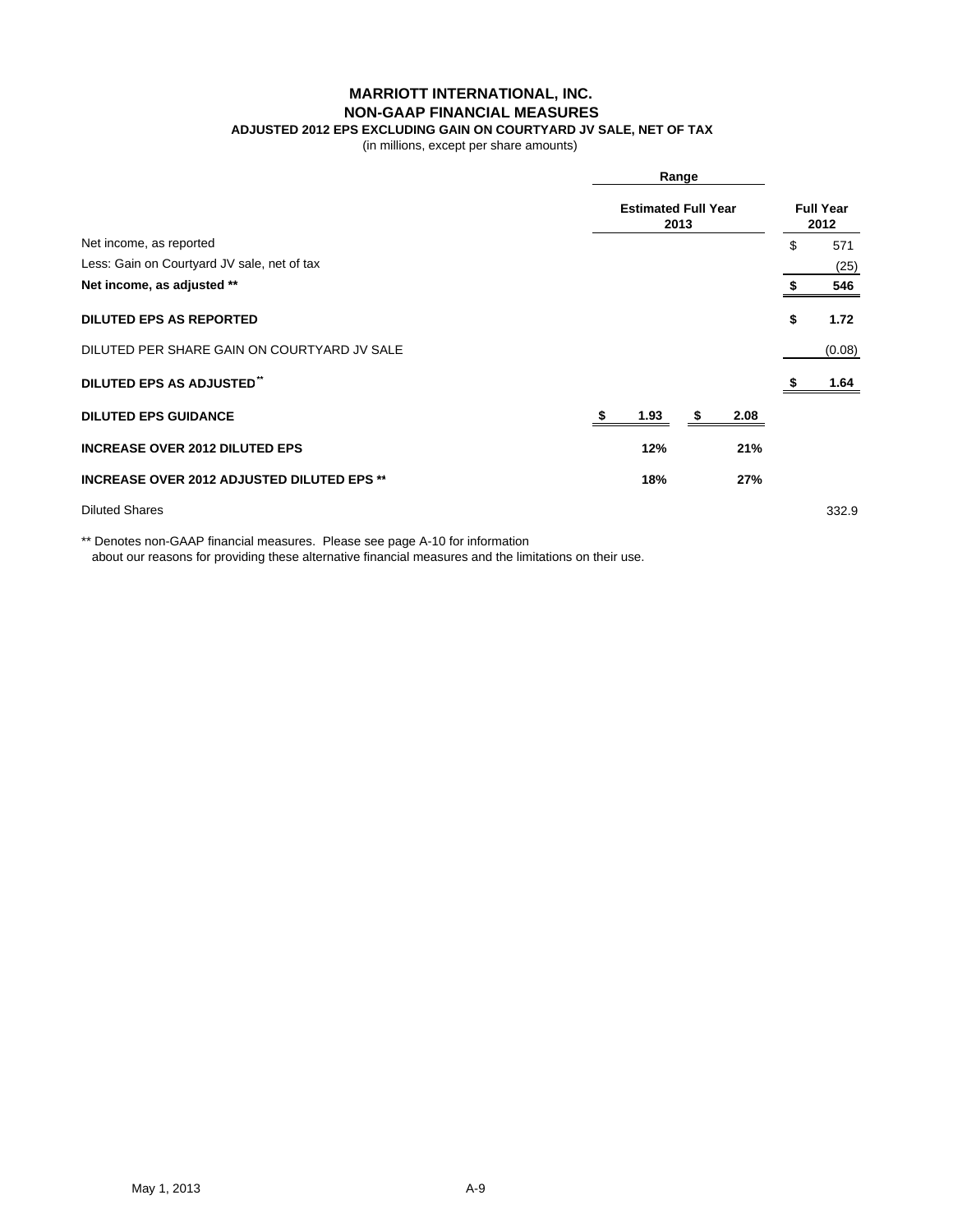# MARRIOTT INTERNATIONAL, INC.
## NON-GAAP FINANCIAL MEASURES
### ADJUSTED 2012 EPS EXCLUDING GAIN ON COURTYARD JV SALE, NET OF TAX

(in millions, except per share amounts)

| | Range | | |
|---|---|---|---|
| | Estimated Full Year 2013 | | Full Year 2012 |
| Net income, as reported | | | $ 571 |
| Less: Gain on Courtyard JV sale, net of tax | | | (25) |
| **Net income, as adjusted \*\*** | | | **$ 546** |
| **DILUTED EPS AS REPORTED** | | | **$ 1.72** |
| DILUTED PER SHARE GAIN ON COURTYARD JV SALE | | | (0.08) |
| **DILUTED EPS AS ADJUSTED\*\*** | | | **$ 1.64** |
| **DILUTED EPS GUIDANCE** | **$ 1.93** | **$ 2.08** | |
| **INCREASE OVER 2012 DILUTED EPS** | **12%** | **21%** | |
| **INCREASE OVER 2012 ADJUSTED DILUTED EPS \*\*** | **18%** | **27%** | |
| Diluted Shares | | | 332.9 |

** Denotes non-GAAP financial measures. Please see page A-10 for information about our reasons for providing these alternative financial measures and the limitations on their use.

May 1, 2013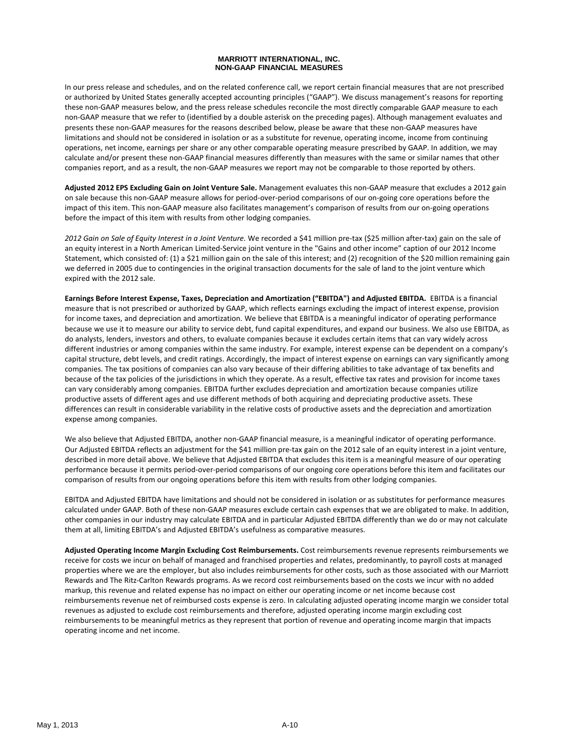# MARRIOTT INTERNATIONAL, INC.
## NON-GAAP FINANCIAL MEASURES

In our press release and schedules, and on the related conference call, we report certain financial measures that are not prescribed or authorized by United States generally accepted accounting principles ("GAAP"). We discuss management's reasons for reporting these non-GAAP measures below, and the press release schedules reconcile the most directly comparable GAAP measure to each non-GAAP measure that we refer to (identified by a double asterisk on the preceding pages). Although management evaluates and presents these non-GAAP measures for the reasons described below, please be aware that these non-GAAP measures have limitations and should not be considered in isolation or as a substitute for revenue, operating income, income from continuing operations, net income, earnings per share or any other comparable operating measure prescribed by GAAP. In addition, we may calculate and/or present these non-GAAP financial measures differently than measures with the same or similar names that other companies report, and as a result, the non-GAAP measures we report may not be comparable to those reported by others.

**Adjusted 2012 EPS Excluding Gain on Joint Venture Sale.** Management evaluates this non-GAAP measure that excludes a 2012 gain on sale because this non-GAAP measure allows for period-over-period comparisons of our on-going core operations before the impact of this item. This non-GAAP measure also facilitates management's comparison of results from our on-going operations before the impact of this item with results from other lodging companies.

*2012 Gain on Sale of Equity Interest in a Joint Venture.* We recorded a $41 million pre-tax ($25 million after-tax) gain on the sale of an equity interest in a North American Limited-Service joint venture in the "Gains and other income" caption of our 2012 Income Statement, which consisted of: (1) a $21 million gain on the sale of this interest; and (2) recognition of the $20 million remaining gain we deferred in 2005 due to contingencies in the original transaction documents for the sale of land to the joint venture which expired with the 2012 sale.

**Earnings Before Interest Expense, Taxes, Depreciation and Amortization ("EBITDA") and Adjusted EBITDA.** EBITDA is a financial measure that is not prescribed or authorized by GAAP, which reflects earnings excluding the impact of interest expense, provision for income taxes, and depreciation and amortization. We believe that EBITDA is a meaningful indicator of operating performance because we use it to measure our ability to service debt, fund capital expenditures, and expand our business. We also use EBITDA, as do analysts, lenders, investors and others, to evaluate companies because it excludes certain items that can vary widely across different industries or among companies within the same industry. For example, interest expense can be dependent on a company's capital structure, debt levels, and credit ratings. Accordingly, the impact of interest expense on earnings can vary significantly among companies. The tax positions of companies can also vary because of their differing abilities to take advantage of tax benefits and because of the tax policies of the jurisdictions in which they operate. As a result, effective tax rates and provision for income taxes can vary considerably among companies. EBITDA further excludes depreciation and amortization because companies utilize productive assets of different ages and use different methods of both acquiring and depreciating productive assets. These differences can result in considerable variability in the relative costs of productive assets and the depreciation and amortization expense among companies.

We also believe that Adjusted EBITDA, another non-GAAP financial measure, is a meaningful indicator of operating performance. Our Adjusted EBITDA reflects an adjustment for the $41 million pre-tax gain on the 2012 sale of an equity interest in a joint venture, described in more detail above. We believe that Adjusted EBITDA that excludes this item is a meaningful measure of our operating performance because it permits period-over-period comparisons of our ongoing core operations before this item and facilitates our comparison of results from our ongoing operations before this item with results from other lodging companies.

EBITDA and Adjusted EBITDA have limitations and should not be considered in isolation or as substitutes for performance measures calculated under GAAP. Both of these non-GAAP measures exclude certain cash expenses that we are obligated to make. In addition, other companies in our industry may calculate EBITDA and in particular Adjusted EBITDA differently than we do or may not calculate them at all, limiting EBITDA's and Adjusted EBITDA's usefulness as comparative measures.

**Adjusted Operating Income Margin Excluding Cost Reimbursements.** Cost reimbursements revenue represents reimbursements we receive for costs we incur on behalf of managed and franchised properties and relates, predominantly, to payroll costs at managed properties where we are the employer, but also includes reimbursements for other costs, such as those associated with our Marriott Rewards and The Ritz-Carlton Rewards programs. As we record cost reimbursements based on the costs we incur with no added markup, this revenue and related expense has no impact on either our operating income or net income because cost reimbursements revenue net of reimbursed costs expense is zero. In calculating adjusted operating income margin we consider total revenues as adjusted to exclude cost reimbursements and therefore, adjusted operating income margin excluding cost reimbursements to be meaningful metrics as they represent that portion of revenue and operating income margin that impacts operating income and net income.